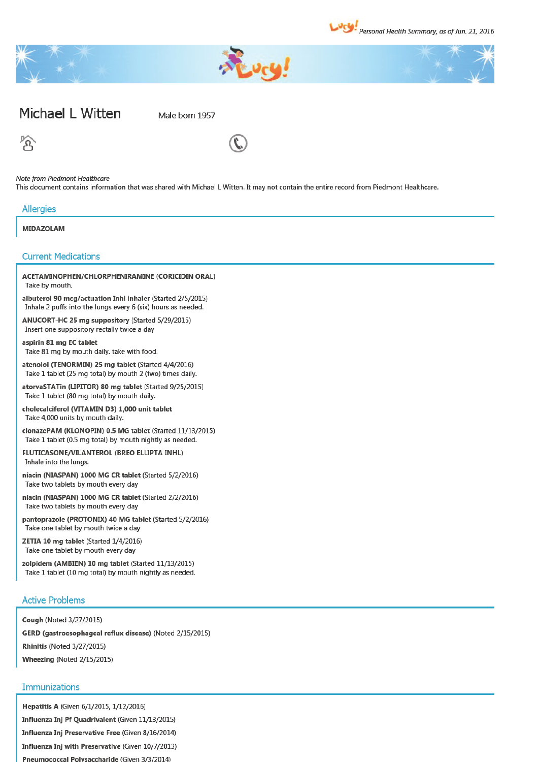Personal Health Summary, as of Jun. 21, 2016

# Michael L Witten

Male born 1957

*Note from Piedmont Healthcare*
This document contains information that was shared with Michael L Witten. It may not contain the entire record from Piedmont Healthcare.

## Allergies

**MIDAZOLAM**

## Current Medications

**ACETAMINOPHEN/CHLORPHENIRAMINE (CORICIDIN ORAL)**
Take by mouth.

**albuterol 90 mcg/actuation Inhl inhaler** (Started 2/5/2015)
Inhale 2 puffs into the lungs every 6 (six) hours as needed.

**ANUCORT-HC 25 mg suppository** (Started 5/29/2015)
Insert one suppository rectally twice a day

**aspirin 81 mg EC tablet**
Take 81 mg by mouth daily. take with food.

**atenolol (TENORMIN) 25 mg tablet** (Started 4/4/2016)
Take 1 tablet (25 mg total) by mouth 2 (two) times daily.

**atorvaSTATin (LIPITOR) 80 mg tablet** (Started 9/25/2015)
Take 1 tablet (80 mg total) by mouth daily.

**cholecalciferol (VITAMIN D3) 1,000 unit tablet**
Take 4,000 units by mouth daily.

**clonazePAM (KLONOPIN) 0.5 MG tablet** (Started 11/13/2015)
Take 1 tablet (0.5 mg total) by mouth nightly as needed.

**FLUTICASONE/VILANTEROL (BREO ELLIPTA INHL)**
Inhale into the lungs.

**niacin (NIASPAN) 1000 MG CR tablet** (Started 5/2/2016)
Take two tablets by mouth every day

**niacin (NIASPAN) 1000 MG CR tablet** (Started 2/2/2016)
Take two tablets by mouth every day

**pantoprazole (PROTONIX) 40 MG tablet** (Started 5/2/2016)
Take one tablet by mouth twice a day

**ZETIA 10 mg tablet** (Started 1/4/2016)
Take one tablet by mouth every day

**zolpidem (AMBIEN) 10 mg tablet** (Started 11/13/2015)
Take 1 tablet (10 mg total) by mouth nightly as needed.

## Active Problems

**Cough** (Noted 3/27/2015)

**GERD (gastroesophageal reflux disease)** (Noted 2/15/2015)

**Rhinitis** (Noted 3/27/2015)

**Wheezing** (Noted 2/15/2015)

## Immunizations

**Hepatitis A** (Given 6/1/2015, 1/12/2016)

**Influenza Inj Pf Quadrivalent** (Given 11/13/2015)

**Influenza Inj Preservative Free** (Given 8/16/2014)

**Influenza Inj with Preservative** (Given 10/7/2013)

**Pneumococcal Polysaccharide** (Given 3/3/2014)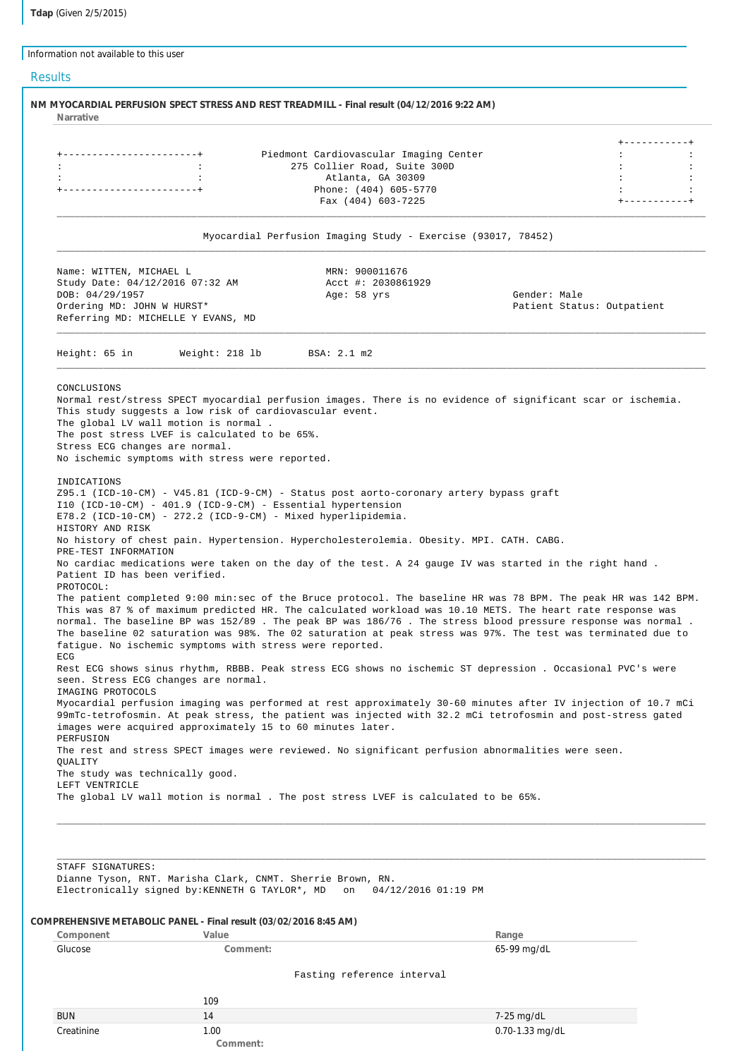**Tdap** (Given 2/5/2015)

Information not available to this user

## Results

**NM MYOCARDIAL PERFUSION SPECT STRESS AND REST TREADMILL - Final result (04/12/2016 9:22 AM)**

**Narrative**

```
                                                                              +-----------+
+-----------------------+          Piedmont Cardiovascular Imaging Center     :           :
:                       :               275 Collier Road, Suite 300D          :           :
:                       :                    Atlanta, GA 30309                :           :
+-----------------------+                  Phone: (404) 605-5770              :           :
                                            Fax (404) 603-7225                +-----------+
_____________________________________________________________________________________________

                        Myocardial Perfusion Imaging Study - Exercise (93017, 78452)
_____________________________________________________________________________________________

Name: WITTEN, MICHAEL L                        MRN: 900011676
Study Date: 04/12/2016 07:32 AM                Acct #: 2030861929
DOB: 04/29/1957                                Age: 58 yrs                    Gender: Male
Ordering MD: JOHN W HURST*                                                    Patient Status: Outpatient
Referring MD: MICHELLE Y EVANS, MD
_____________________________________________________________________________________________

Height: 65 in       Weight: 218 lb       BSA: 2.1 m2
_____________________________________________________________________________________________

CONCLUSIONS
Normal rest/stress SPECT myocardial perfusion images. There is no evidence of significant scar or ischemia.
This study suggests a low risk of cardiovascular event.
The global LV wall motion is normal .
The post stress LVEF is calculated to be 65%.
Stress ECG changes are normal.
No ischemic symptoms with stress were reported.

INDICATIONS
Z95.1 (ICD-10-CM) - V45.81 (ICD-9-CM) - Status post aorto-coronary artery bypass graft
I10 (ICD-10-CM) - 401.9 (ICD-9-CM) - Essential hypertension
E78.2 (ICD-10-CM) - 272.2 (ICD-9-CM) - Mixed hyperlipidemia.
HISTORY AND RISK
No history of chest pain. Hypertension. Hypercholesterolemia. Obesity. MPI. CATH. CABG.
PRE-TEST INFORMATION
No cardiac medications were taken on the day of the test. A 24 gauge IV was started in the right hand .
Patient ID has been verified.
PROTOCOL:
The patient completed 9:00 min:sec of the Bruce protocol. The baseline HR was 78 BPM. The peak HR was 142 BPM.
This was 87 % of maximum predicted HR. The calculated workload was 10.10 METS. The heart rate response was
normal. The baseline BP was 152/89 . The peak BP was 186/76 . The stress blood pressure response was normal .
The baseline 02 saturation was 98%. The 02 saturation at peak stress was 97%. The test was terminated due to
fatigue. No ischemic symptoms with stress were reported.
ECG
Rest ECG shows sinus rhythm, RBBB. Peak stress ECG shows no ischemic ST depression . Occasional PVC's were
seen. Stress ECG changes are normal.
IMAGING PROTOCOLS
Myocardial perfusion imaging was performed at rest approximately 30-60 minutes after IV injection of 10.7 mCi
99mTc-tetrofosmin. At peak stress, the patient was injected with 32.2 mCi tetrofosmin and post-stress gated
images were acquired approximately 15 to 60 minutes later.
PERFUSION
The rest and stress SPECT images were reviewed. No significant perfusion abnormalities were seen.
QUALITY
The study was technically good.
LEFT VENTRICLE
The global LV wall motion is normal . The post stress LVEF is calculated to be 65%.

_____________________________________________________________________________________________

_____________________________________________________________________________________________
STAFF SIGNATURES:
Dianne Tyson, RNT. Marisha Clark, CNMT. Sherrie Brown, RN.
Electronically signed by:KENNETH G TAYLOR*, MD   on   04/12/2016 01:19 PM
```

**COMPREHENSIVE METABOLIC PANEL - Final result (03/02/2016 8:45 AM)**

| Component | Value | Range |
|---|---|---|
| Glucose | **Comment:** Fasting reference interval<br>109 | 65-99 mg/dL |
| BUN | 14 | 7-25 mg/dL |
| Creatinine | 1.00<br>**Comment:** | 0.70-1.33 mg/dL |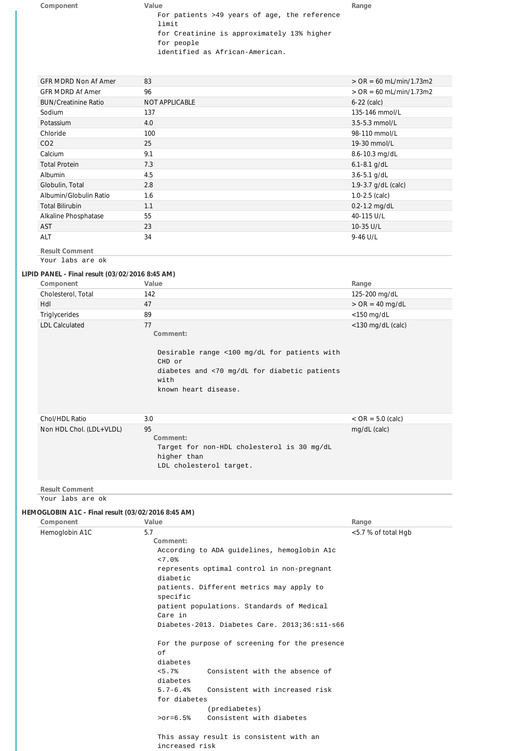| Component | Value | Range |
|---|---|---|
| | For patients >49 years of age, the reference limit for Creatinine is approximately 13% higher for people identified as African-American. | |
| GFR MDRD Non Af Amer | 83 | > OR = 60 mL/min/1.73m2 |
| GFR MDRD Af Amer | 96 | > OR = 60 mL/min/1.73m2 |
| BUN/Creatinine Ratio | NOT APPLICABLE | 6-22 (calc) |
| Sodium | 137 | 135-146 mmol/L |
| Potassium | 4.0 | 3.5-5.3 mmol/L |
| Chloride | 100 | 98-110 mmol/L |
| CO2 | 25 | 19-30 mmol/L |
| Calcium | 9.1 | 8.6-10.3 mg/dL |
| Total Protein | 7.3 | 6.1-8.1 g/dL |
| Albumin | 4.5 | 3.6-5.1 g/dL |
| Globulin, Total | 2.8 | 1.9-3.7 g/dL (calc) |
| Albumin/Globulin Ratio | 1.6 | 1.0-2.5 (calc) |
| Total Bilirubin | 1.1 | 0.2-1.2 mg/dL |
| Alkaline Phosphatase | 55 | 40-115 U/L |
| AST | 23 | 10-35 U/L |
| ALT | 34 | 9-46 U/L |

**Result Comment**

Your labs are ok

### LIPID PANEL - Final result (03/02/2016 8:45 AM)

| Component | Value | Range |
|---|---|---|
| Cholesterol, Total | 142 | 125-200 mg/dL |
| Hdl | 47 | > OR = 40 mg/dL |
| Triglycerides | 89 | <150 mg/dL |
| LDL Calculated | 77 **Comment:** Desirable range <100 mg/dL for patients with CHD or diabetes and <70 mg/dL for diabetic patients with known heart disease. | <130 mg/dL (calc) |
| Chol/HDL Ratio | 3.0 | < OR = 5.0 (calc) |
| Non HDL Chol. (LDL+VLDL) | 95 **Comment:** Target for non-HDL cholesterol is 30 mg/dL higher than LDL cholesterol target. | mg/dL (calc) |

**Result Comment**

Your labs are ok

### HEMOGLOBIN A1C - Final result (03/02/2016 8:45 AM)

| Component | Value | Range |
|---|---|---|
| Hemoglobin A1C | 5.7 | <5.7 % of total Hgb |

**Comment:**

According to ADA guidelines, hemoglobin A1c <7.0% represents optimal control in non-pregnant diabetic patients. Different metrics may apply to specific patient populations. Standards of Medical Care in Diabetes-2013. Diabetes Care. 2013;36:s11-s66

For the purpose of screening for the presence of diabetes

<5.7% Consistent with the absence of diabetes

5.7-6.4% Consistent with increased risk for diabetes (prediabetes)

>or=6.5% Consistent with diabetes

This assay result is consistent with an increased risk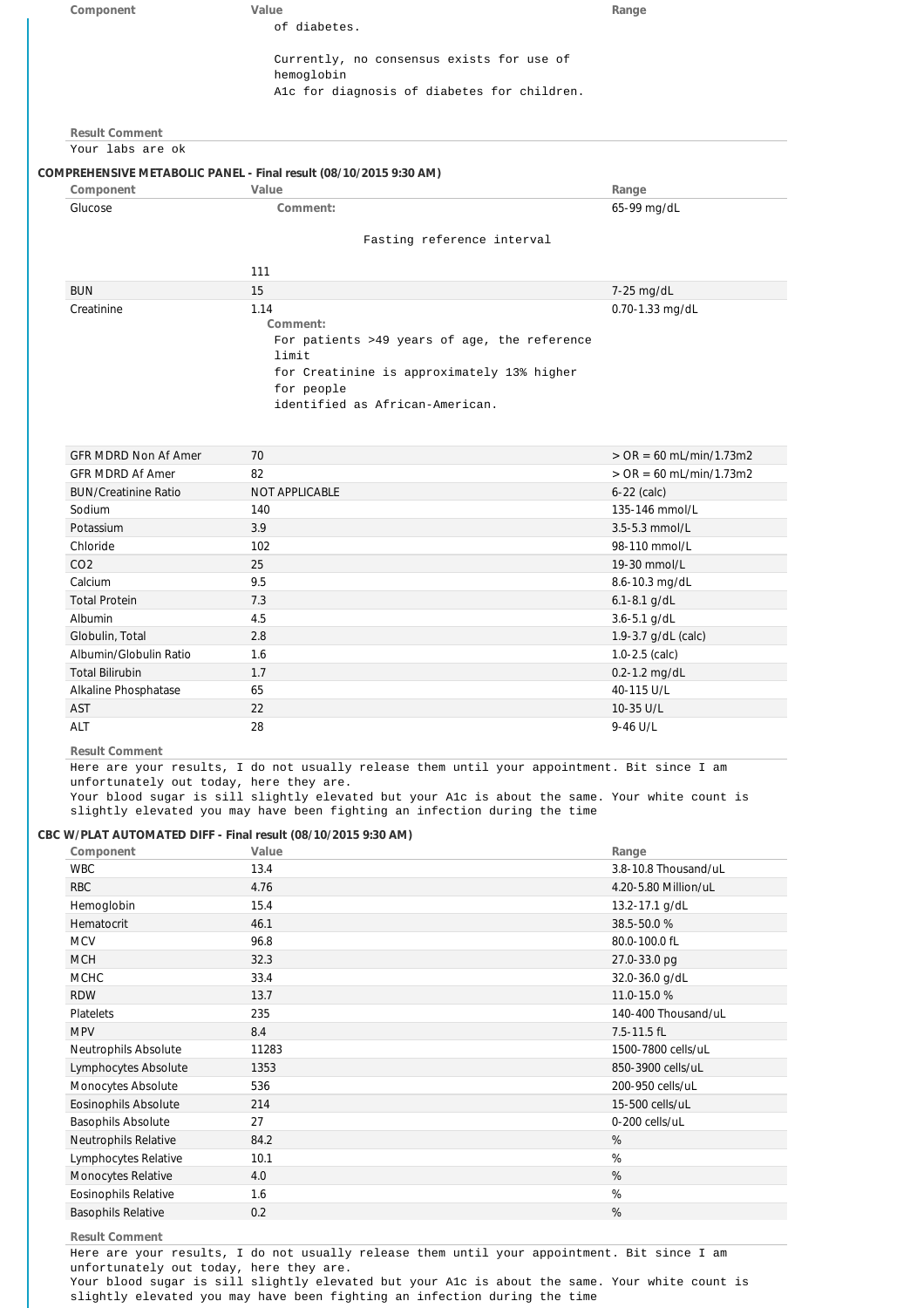| Component | Value | Range |
|---|---|---|
| | of diabetes.<br><br>Currently, no consensus exists for use of hemoglobin A1c for diagnosis of diabetes for children. | |

**Result Comment**

```
Your labs are ok
```

### COMPREHENSIVE METABOLIC PANEL - Final result (08/10/2015 9:30 AM)

| Component | Value | Range |
|---|---|---|
| Glucose | Comment:<br><br>Fasting reference interval<br><br>111 | 65-99 mg/dL |
| BUN | 15 | 7-25 mg/dL |
| Creatinine | 1.14<br>Comment:<br>For patients >49 years of age, the reference limit for Creatinine is approximately 13% higher for people identified as African-American. | 0.70-1.33 mg/dL |
| GFR MDRD Non Af Amer | 70 | > OR = 60 mL/min/1.73m2 |
| GFR MDRD Af Amer | 82 | > OR = 60 mL/min/1.73m2 |
| BUN/Creatinine Ratio | NOT APPLICABLE | 6-22 (calc) |
| Sodium | 140 | 135-146 mmol/L |
| Potassium | 3.9 | 3.5-5.3 mmol/L |
| Chloride | 102 | 98-110 mmol/L |
| CO2 | 25 | 19-30 mmol/L |
| Calcium | 9.5 | 8.6-10.3 mg/dL |
| Total Protein | 7.3 | 6.1-8.1 g/dL |
| Albumin | 4.5 | 3.6-5.1 g/dL |
| Globulin, Total | 2.8 | 1.9-3.7 g/dL (calc) |
| Albumin/Globulin Ratio | 1.6 | 1.0-2.5 (calc) |
| Total Bilirubin | 1.7 | 0.2-1.2 mg/dL |
| Alkaline Phosphatase | 65 | 40-115 U/L |
| AST | 22 | 10-35 U/L |
| ALT | 28 | 9-46 U/L |

**Result Comment**

```
Here are your results, I do not usually release them until your appointment. Bit since I am
unfortunately out today, here they are.
Your blood sugar is sill slightly elevated but your A1c is about the same. Your white count is
slightly elevated you may have been fighting an infection during the time
```

### CBC W/PLAT AUTOMATED DIFF - Final result (08/10/2015 9:30 AM)

| Component | Value | Range |
|---|---|---|
| WBC | 13.4 | 3.8-10.8 Thousand/uL |
| RBC | 4.76 | 4.20-5.80 Million/uL |
| Hemoglobin | 15.4 | 13.2-17.1 g/dL |
| Hematocrit | 46.1 | 38.5-50.0 % |
| MCV | 96.8 | 80.0-100.0 fL |
| MCH | 32.3 | 27.0-33.0 pg |
| MCHC | 33.4 | 32.0-36.0 g/dL |
| RDW | 13.7 | 11.0-15.0 % |
| Platelets | 235 | 140-400 Thousand/uL |
| MPV | 8.4 | 7.5-11.5 fL |
| Neutrophils Absolute | 11283 | 1500-7800 cells/uL |
| Lymphocytes Absolute | 1353 | 850-3900 cells/uL |
| Monocytes Absolute | 536 | 200-950 cells/uL |
| Eosinophils Absolute | 214 | 15-500 cells/uL |
| Basophils Absolute | 27 | 0-200 cells/uL |
| Neutrophils Relative | 84.2 | % |
| Lymphocytes Relative | 10.1 | % |
| Monocytes Relative | 4.0 | % |
| Eosinophils Relative | 1.6 | % |
| Basophils Relative | 0.2 | % |

**Result Comment**

```
Here are your results, I do not usually release them until your appointment. Bit since I am
unfortunately out today, here they are.
Your blood sugar is sill slightly elevated but your A1c is about the same. Your white count is
slightly elevated you may have been fighting an infection during the time
```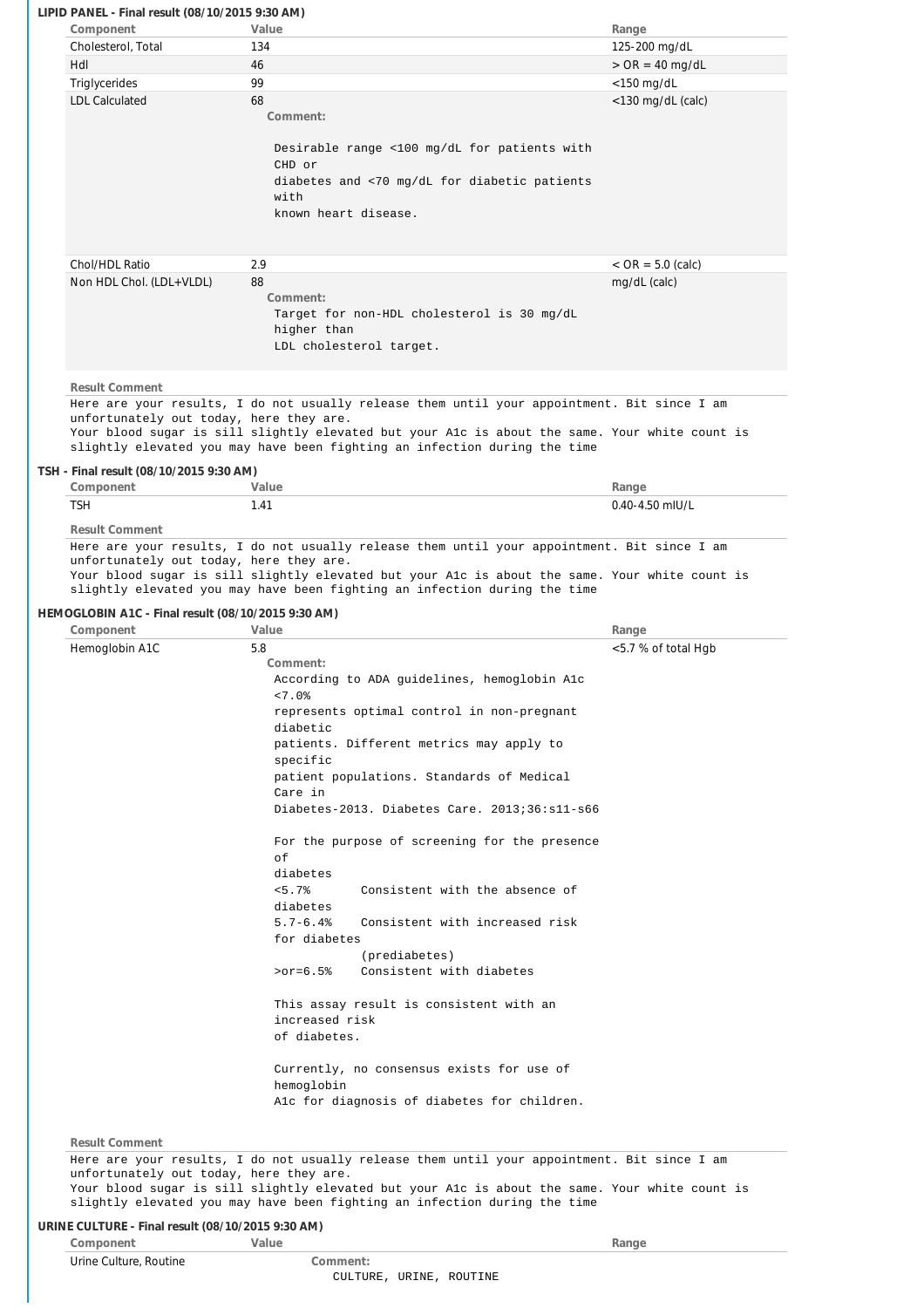**LIPID PANEL - Final result (08/10/2015 9:30 AM)**

| Component | Value | Range |
|---|---|---|
| Cholesterol, Total | 134 | 125-200 mg/dL |
| Hdl | 46 | > OR = 40 mg/dL |
| Triglycerides | 99 | <150 mg/dL |
| LDL Calculated | 68<br>**Comment:**<br>Desirable range <100 mg/dL for patients with CHD or diabetes and <70 mg/dL for diabetic patients with known heart disease. | <130 mg/dL (calc) |
| Chol/HDL Ratio | 2.9 | < OR = 5.0 (calc) |
| Non HDL Chol. (LDL+VLDL) | 88<br>**Comment:**<br>Target for non-HDL cholesterol is 30 mg/dL higher than LDL cholesterol target. | mg/dL (calc) |

**Result Comment**

Here are your results, I do not usually release them until your appointment. Bit since I am unfortunately out today, here they are.
Your blood sugar is sill slightly elevated but your A1c is about the same. Your white count is slightly elevated you may have been fighting an infection during the time

**TSH - Final result (08/10/2015 9:30 AM)**

| Component | Value | Range |
|---|---|---|
| TSH | 1.41 | 0.40-4.50 mIU/L |

**Result Comment**

Here are your results, I do not usually release them until your appointment. Bit since I am unfortunately out today, here they are.
Your blood sugar is sill slightly elevated but your A1c is about the same. Your white count is slightly elevated you may have been fighting an infection during the time

**HEMOGLOBIN A1C - Final result (08/10/2015 9:30 AM)**

| Component | Value | Range |
|---|---|---|
| Hemoglobin A1C | 5.8<br>**Comment:**<br>According to ADA guidelines, hemoglobin A1c <7.0% represents optimal control in non-pregnant diabetic patients. Different metrics may apply to specific patient populations. Standards of Medical Care in Diabetes-2013. Diabetes Care. 2013;36:s11-s66<br><br>For the purpose of screening for the presence of diabetes<br><5.7% Consistent with the absence of diabetes<br>5.7-6.4% Consistent with increased risk for diabetes (prediabetes)<br>>or=6.5% Consistent with diabetes<br><br>This assay result is consistent with an increased risk of diabetes.<br><br>Currently, no consensus exists for use of hemoglobin A1c for diagnosis of diabetes for children. | <5.7 % of total Hgb |

**Result Comment**

Here are your results, I do not usually release them until your appointment. Bit since I am unfortunately out today, here they are.
Your blood sugar is sill slightly elevated but your A1c is about the same. Your white count is slightly elevated you may have been fighting an infection during the time

**URINE CULTURE - Final result (08/10/2015 9:30 AM)**

| Component | Value | Range |
|---|---|---|
| Urine Culture, Routine | **Comment:**<br>CULTURE, URINE, ROUTINE | |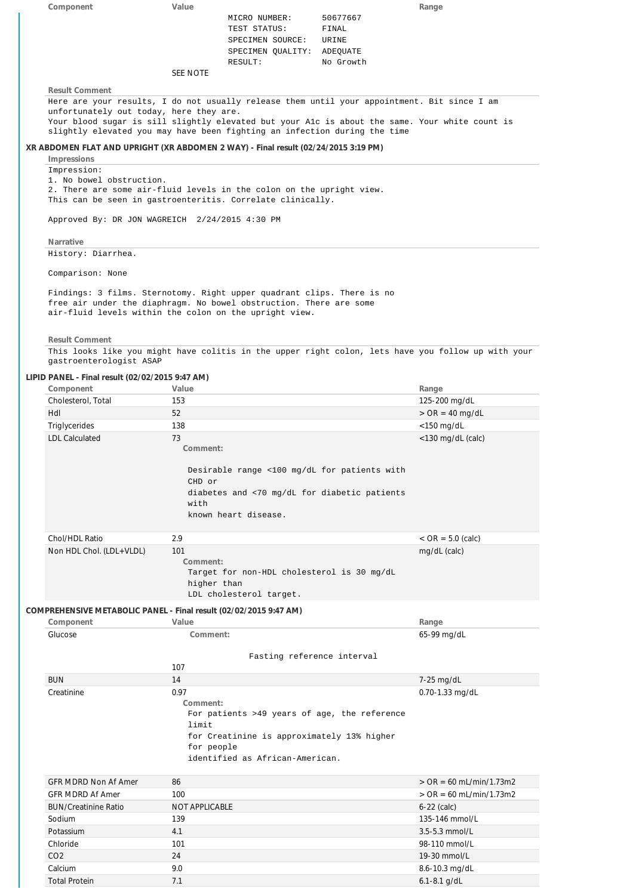| Component | Value | Range |
|---|---|---|
| | MICRO NUMBER: 50677667<br>TEST STATUS: FINAL<br>SPECIMEN SOURCE: URINE<br>SPECIMEN QUALITY: ADEQUATE<br>RESULT: No Growth<br>SEE NOTE | |

**Result Comment**

```
Here are your results, I do not usually release them until your appointment. Bit since I am
unfortunately out today, here they are.
Your blood sugar is sill slightly elevated but your A1c is about the same. Your white count is
slightly elevated you may have been fighting an infection during the time
```

### XR ABDOMEN FLAT AND UPRIGHT (XR ABDOMEN 2 WAY) - Final result (02/24/2015 3:19 PM)

**Impressions**

```
Impression:
1. No bowel obstruction.
2. There are some air-fluid levels in the colon on the upright view.
This can be seen in gastroenteritis. Correlate clinically.

Approved By: DR JON WAGREICH  2/24/2015 4:30 PM
```

**Narrative**

```
History: Diarrhea.

Comparison: None

Findings: 3 films. Sternotomy. Right upper quadrant clips. There is no
free air under the diaphragm. No bowel obstruction. There are some
air-fluid levels within the colon on the upright view.
```

**Result Comment**

```
This looks like you might have colitis in the upper right colon, lets have you follow up with your
gastroenterologist ASAP
```

### LIPID PANEL - Final result (02/02/2015 9:47 AM)

| Component | Value | Range |
|---|---|---|
| Cholesterol, Total | 153 | 125-200 mg/dL |
| Hdl | 52 | > OR = 40 mg/dL |
| Triglycerides | 138 | <150 mg/dL |
| LDL Calculated | 73<br>**Comment:**<br>Desirable range <100 mg/dL for patients with CHD or diabetes and <70 mg/dL for diabetic patients with known heart disease. | <130 mg/dL (calc) |
| Chol/HDL Ratio | 2.9 | < OR = 5.0 (calc) |
| Non HDL Chol. (LDL+VLDL) | 101<br>**Comment:**<br>Target for non-HDL cholesterol is 30 mg/dL higher than LDL cholesterol target. | mg/dL (calc) |

### COMPREHENSIVE METABOLIC PANEL - Final result (02/02/2015 9:47 AM)

| Component | Value | Range |
|---|---|---|
| Glucose | **Comment:**<br>Fasting reference interval<br>107 | 65-99 mg/dL |
| BUN | 14 | 7-25 mg/dL |
| Creatinine | 0.97<br>**Comment:**<br>For patients >49 years of age, the reference limit for Creatinine is approximately 13% higher for people identified as African-American. | 0.70-1.33 mg/dL |
| GFR MDRD Non Af Amer | 86 | > OR = 60 mL/min/1.73m2 |
| GFR MDRD Af Amer | 100 | > OR = 60 mL/min/1.73m2 |
| BUN/Creatinine Ratio | NOT APPLICABLE | 6-22 (calc) |
| Sodium | 139 | 135-146 mmol/L |
| Potassium | 4.1 | 3.5-5.3 mmol/L |
| Chloride | 101 | 98-110 mmol/L |
| CO2 | 24 | 19-30 mmol/L |
| Calcium | 9.0 | 8.6-10.3 mg/dL |
| Total Protein | 7.1 | 6.1-8.1 g/dL |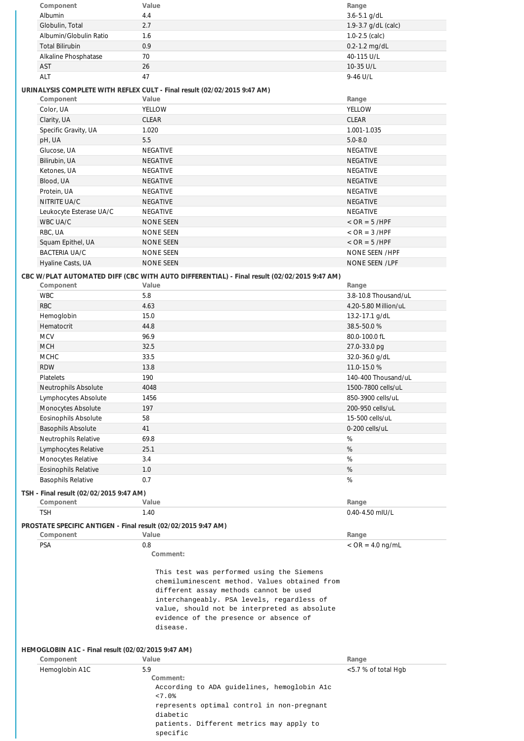| Component | Value | Range |
|---|---|---|
| Albumin | 4.4 | 3.6-5.1 g/dL |
| Globulin, Total | 2.7 | 1.9-3.7 g/dL (calc) |
| Albumin/Globulin Ratio | 1.6 | 1.0-2.5 (calc) |
| Total Bilirubin | 0.9 | 0.2-1.2 mg/dL |
| Alkaline Phosphatase | 70 | 40-115 U/L |
| AST | 26 | 10-35 U/L |
| ALT | 47 | 9-46 U/L |

**URINALYSIS COMPLETE WITH REFLEX CULT - Final result (02/02/2015 9:47 AM)**

| Component | Value | Range |
|---|---|---|
| Color, UA | YELLOW | YELLOW |
| Clarity, UA | CLEAR | CLEAR |
| Specific Gravity, UA | 1.020 | 1.001-1.035 |
| pH, UA | 5.5 | 5.0-8.0 |
| Glucose, UA | NEGATIVE | NEGATIVE |
| Bilirubin, UA | NEGATIVE | NEGATIVE |
| Ketones, UA | NEGATIVE | NEGATIVE |
| Blood, UA | NEGATIVE | NEGATIVE |
| Protein, UA | NEGATIVE | NEGATIVE |
| NITRITE UA/C | NEGATIVE | NEGATIVE |
| Leukocyte Esterase UA/C | NEGATIVE | NEGATIVE |
| WBC UA/C | NONE SEEN | < OR = 5 /HPF |
| RBC, UA | NONE SEEN | < OR = 3 /HPF |
| Squam Epithel, UA | NONE SEEN | < OR = 5 /HPF |
| BACTERIA UA/C | NONE SEEN | NONE SEEN /HPF |
| Hyaline Casts, UA | NONE SEEN | NONE SEEN /LPF |

**CBC W/PLAT AUTOMATED DIFF (CBC WITH AUTO DIFFERENTIAL) - Final result (02/02/2015 9:47 AM)**

| Component | Value | Range |
|---|---|---|
| WBC | 5.8 | 3.8-10.8 Thousand/uL |
| RBC | 4.63 | 4.20-5.80 Million/uL |
| Hemoglobin | 15.0 | 13.2-17.1 g/dL |
| Hematocrit | 44.8 | 38.5-50.0 % |
| MCV | 96.9 | 80.0-100.0 fL |
| MCH | 32.5 | 27.0-33.0 pg |
| MCHC | 33.5 | 32.0-36.0 g/dL |
| RDW | 13.8 | 11.0-15.0 % |
| Platelets | 190 | 140-400 Thousand/uL |
| Neutrophils Absolute | 4048 | 1500-7800 cells/uL |
| Lymphocytes Absolute | 1456 | 850-3900 cells/uL |
| Monocytes Absolute | 197 | 200-950 cells/uL |
| Eosinophils Absolute | 58 | 15-500 cells/uL |
| Basophils Absolute | 41 | 0-200 cells/uL |
| Neutrophils Relative | 69.8 | % |
| Lymphocytes Relative | 25.1 | % |
| Monocytes Relative | 3.4 | % |
| Eosinophils Relative | 1.0 | % |
| Basophils Relative | 0.7 | % |

**TSH - Final result (02/02/2015 9:47 AM)**

| Component | Value | Range |
|---|---|---|
| TSH | 1.40 | 0.40-4.50 mIU/L |

**PROSTATE SPECIFIC ANTIGEN - Final result (02/02/2015 9:47 AM)**

| Component | Value | Range |
|---|---|---|
| PSA | 0.8 | < OR = 4.0 ng/mL |

**Comment:**

```
This test was performed using the Siemens
chemiluminescent method. Values obtained from
different assay methods cannot be used
interchangeably. PSA levels, regardless of
value, should not be interpreted as absolute
evidence of the presence or absence of
disease.
```

**HEMOGLOBIN A1C - Final result (02/02/2015 9:47 AM)**

| Component | Value | Range |
|---|---|---|
| Hemoglobin A1C | 5.9 | <5.7 % of total Hgb |

**Comment:**

```
According to ADA guidelines, hemoglobin A1c
<7.0%
represents optimal control in non-pregnant
diabetic
patients. Different metrics may apply to
specific
```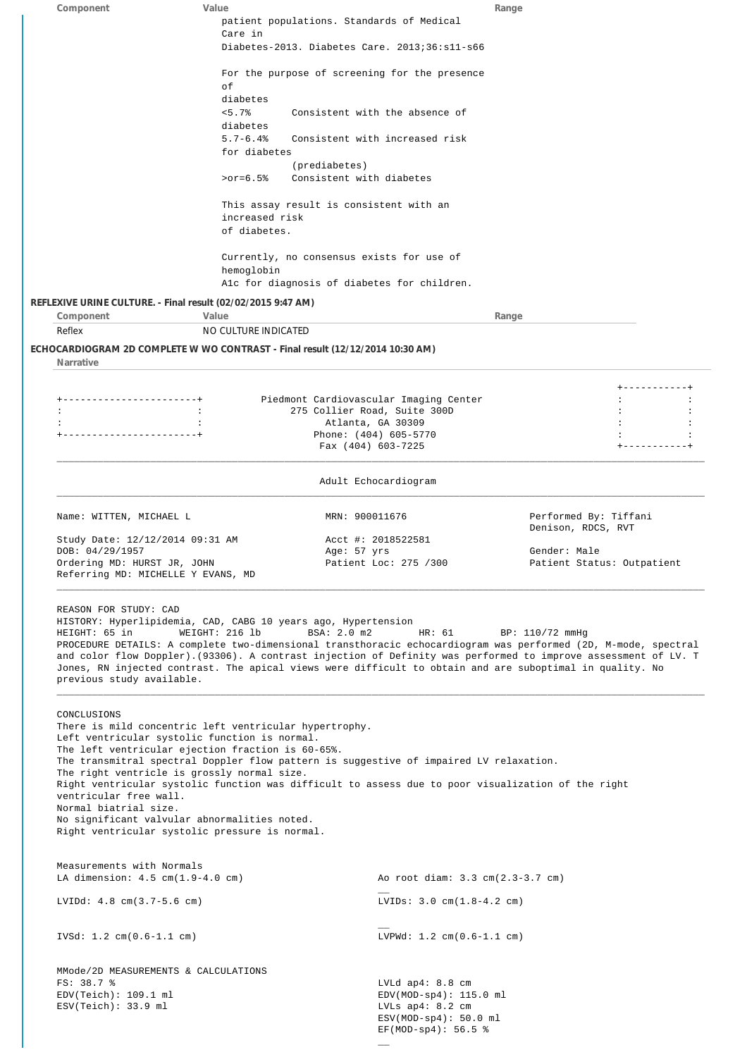| Component | Value | Range |
|---|---|---|
| | patient populations. Standards of Medical Care in Diabetes-2013. Diabetes Care. 2013;36:s11-s66 | |

```
For the purpose of screening for the presence
of
diabetes
<5.7%       Consistent with the absence of
diabetes
5.7-6.4%    Consistent with increased risk
for diabetes
            (prediabetes)
>or=6.5%    Consistent with diabetes

This assay result is consistent with an
increased risk
of diabetes.

Currently, no consensus exists for use of
hemoglobin
A1c for diagnosis of diabetes for children.
```

**REFLEXIVE URINE CULTURE. - Final result (02/02/2015 9:47 AM)**

| Component | Value | Range |
|---|---|---|
| Reflex | NO CULTURE INDICATED | |

**ECHOCARDIOGRAM 2D COMPLETE W WO CONTRAST - Final result (12/12/2014 10:30 AM)**

**Narrative**

```
Piedmont Cardiovascular Imaging Center
275 Collier Road, Suite 300D
Atlanta, GA 30309
Phone: (404) 605-5770
Fax (404) 603-7225

Adult Echocardiogram

Name: WITTEN, MICHAEL L          MRN: 900011676           Performed By: Tiffani
                                                          Denison, RDCS, RVT
Study Date: 12/12/2014 09:31 AM  Acct #: 2018522581
DOB: 04/29/1957                  Age: 57 yrs              Gender: Male
Ordering MD: HURST JR, JOHN      Patient Loc: 275 /300    Patient Status: Outpatient
Referring MD: MICHELLE Y EVANS, MD

REASON FOR STUDY: CAD
HISTORY: Hyperlipidemia, CAD, CABG 10 years ago, Hypertension
HEIGHT: 65 in     WEIGHT: 216 lb     BSA: 2.0 m2     HR: 61     BP: 110/72 mmHg
PROCEDURE DETAILS: A complete two-dimensional transthoracic echocardiogram was performed (2D, M-mode, spectral
and color flow Doppler).(93306). A contrast injection of Definity was performed to improve assessment of LV. T
Jones, RN injected contrast. The apical views were difficult to obtain and are suboptimal in quality. No
previous study available.

CONCLUSIONS
There is mild concentric left ventricular hypertrophy.
Left ventricular systolic function is normal.
The left ventricular ejection fraction is 60-65%.
The transmitral spectral Doppler flow pattern is suggestive of impaired LV relaxation.
The right ventricle is grossly normal size.
Right ventricular systolic function was difficult to assess due to poor visualization of the right
ventricular free wall.
Normal biatrial size.
No significant valvular abnormalities noted.
Right ventricular systolic pressure is normal.

Measurements with Normals
LA dimension: 4.5 cm(1.9-4.0 cm)          Ao root diam: 3.3 cm(2.3-3.7 cm)

LVIDd: 4.8 cm(3.7-5.6 cm)                  LVIDs: 3.0 cm(1.8-4.2 cm)

IVSd: 1.2 cm(0.6-1.1 cm)                   LVPWd: 1.2 cm(0.6-1.1 cm)

MMode/2D MEASUREMENTS & CALCULATIONS
FS: 38.7 %                                 LVLd ap4: 8.8 cm
EDV(Teich): 109.1 ml                       EDV(MOD-sp4): 115.0 ml
ESV(Teich): 33.9 ml                        LVLs ap4: 8.2 cm
                                           ESV(MOD-sp4): 50.0 ml
                                           EF(MOD-sp4): 56.5 %
```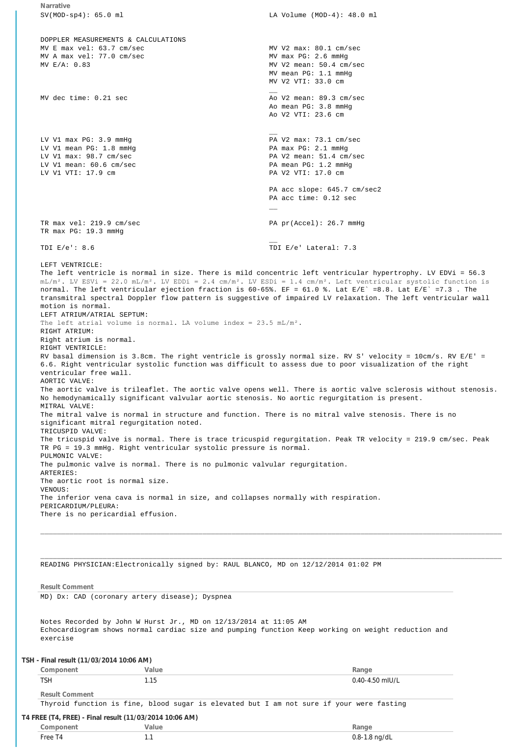**Narrative**

SV(MOD-sp4): 65.0 ml

LA Volume (MOD-4): 48.0 ml

DOPPLER MEASUREMENTS & CALCULATIONS

MV E max vel: 63.7 cm/sec
MV A max vel: 77.0 cm/sec
MV E/A: 0.83

MV V2 max: 80.1 cm/sec
MV max PG: 2.6 mmHg
MV V2 mean: 50.4 cm/sec
MV mean PG: 1.1 mmHg
MV V2 VTI: 33.0 cm

MV dec time: 0.21 sec

Ao V2 mean: 89.3 cm/sec
Ao mean PG: 3.8 mmHg
Ao V2 VTI: 23.6 cm

LV V1 max PG: 3.9 mmHg
LV V1 mean PG: 1.8 mmHg
LV V1 max: 98.7 cm/sec
LV V1 mean: 60.6 cm/sec
LV V1 VTI: 17.9 cm

PA V2 max: 73.1 cm/sec
PA max PG: 2.1 mmHg
PA V2 mean: 51.4 cm/sec
PA mean PG: 1.2 mmHg
PA V2 VTI: 17.0 cm

PA acc slope: 645.7 cm/sec2
PA acc time: 0.12 sec

TR max vel: 219.9 cm/sec
TR max PG: 19.3 mmHg

PA pr(Accel): 26.7 mmHg

TDI E/e': 8.6

TDI E/e' Lateral: 7.3

LEFT VENTRICLE:
The left ventricle is normal in size. There is mild concentric left ventricular hypertrophy. LV EDVi = 56.3 mL/m². LV ESVi = 22.0 mL/m². LV EDDi = 2.4 cm/m². LV ESDi = 1.4 cm/m². Left ventricular systolic function is normal. The left ventricular ejection fraction is 60-65%. EF = 61.0 %. Lat E/E` =8.8. Lat E/E` =7.3 . The transmitral spectral Doppler flow pattern is suggestive of impaired LV relaxation. The left ventricular wall motion is normal.
LEFT ATRIUM/ATRIAL SEPTUM:
The left atrial volume is normal. LA volume index = 23.5 mL/m².
RIGHT ATRIUM:
Right atrium is normal.
RIGHT VENTRICLE:
RV basal dimension is 3.8cm. The right ventricle is grossly normal size. RV S' velocity = 10cm/s. RV E/E' = 6.6. Right ventricular systolic function was difficult to assess due to poor visualization of the right ventricular free wall.
AORTIC VALVE:
The aortic valve is trileaflet. The aortic valve opens well. There is aortic valve sclerosis without stenosis. No hemodynamically significant valvular aortic stenosis. No aortic regurgitation is present.
MITRAL VALVE:
The mitral valve is normal in structure and function. There is no mitral valve stenosis. There is no significant mitral regurgitation noted.
TRICUSPID VALVE:
The tricuspid valve is normal. There is trace tricuspid regurgitation. Peak TR velocity = 219.9 cm/sec. Peak TR PG = 19.3 mmHg. Right ventricular systolic pressure is normal.
PULMONIC VALVE:
The pulmonic valve is normal. There is no pulmonic valvular regurgitation.
ARTERIES:
The aortic root is normal size.
VENOUS:
The inferior vena cava is normal in size, and collapses normally with respiration.
PERICARDIUM/PLEURA:
There is no pericardial effusion.

READING PHYSICIAN:Electronically signed by: RAUL BLANCO, MD on 12/12/2014 01:02 PM

**Result Comment**

MD) Dx: CAD (coronary artery disease); Dyspnea

Notes Recorded by John W Hurst Jr., MD on 12/13/2014 at 11:05 AM
Echocardiogram shows normal cardiac size and pumping function Keep working on weight reduction and exercise

**TSH - Final result (11/03/2014 10:06 AM)**

| Component | Value | Range |
|---|---|---|
| TSH | 1.15 | 0.40-4.50 mIU/L |

**Result Comment**

Thyroid function is fine, blood sugar is elevated but I am not sure if your were fasting

**T4 FREE (T4, FREE) - Final result (11/03/2014 10:06 AM)**

| Component | Value | Range |
|---|---|---|
| Free T4 | 1.1 | 0.8-1.8 ng/dL |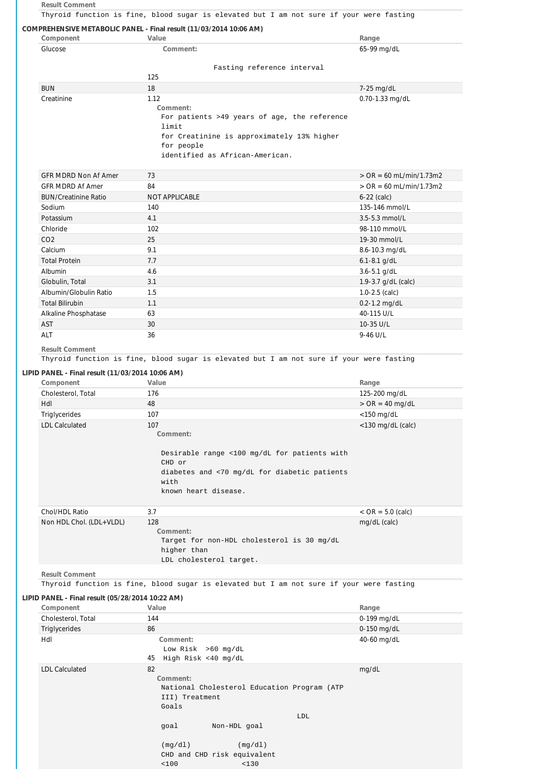**Result Comment**

```
Thyroid function is fine, blood sugar is elevated but I am not sure if your were fasting
```

**COMPREHENSIVE METABOLIC PANEL - Final result (11/03/2014 10:06 AM)**

| Component | Value | Range |
|---|---|---|
| Glucose | Comment: Fasting reference interval 125 | 65-99 mg/dL |
| BUN | 18 | 7-25 mg/dL |
| Creatinine | 1.12 Comment: For patients >49 years of age, the reference limit for Creatinine is approximately 13% higher for people identified as African-American. | 0.70-1.33 mg/dL |
| GFR MDRD Non Af Amer | 73 | > OR = 60 mL/min/1.73m2 |
| GFR MDRD Af Amer | 84 | > OR = 60 mL/min/1.73m2 |
| BUN/Creatinine Ratio | NOT APPLICABLE | 6-22 (calc) |
| Sodium | 140 | 135-146 mmol/L |
| Potassium | 4.1 | 3.5-5.3 mmol/L |
| Chloride | 102 | 98-110 mmol/L |
| CO2 | 25 | 19-30 mmol/L |
| Calcium | 9.1 | 8.6-10.3 mg/dL |
| Total Protein | 7.7 | 6.1-8.1 g/dL |
| Albumin | 4.6 | 3.6-5.1 g/dL |
| Globulin, Total | 3.1 | 1.9-3.7 g/dL (calc) |
| Albumin/Globulin Ratio | 1.5 | 1.0-2.5 (calc) |
| Total Bilirubin | 1.1 | 0.2-1.2 mg/dL |
| Alkaline Phosphatase | 63 | 40-115 U/L |
| AST | 30 | 10-35 U/L |
| ALT | 36 | 9-46 U/L |

**Result Comment**

```
Thyroid function is fine, blood sugar is elevated but I am not sure if your were fasting
```

**LIPID PANEL - Final result (11/03/2014 10:06 AM)**

| Component | Value | Range |
|---|---|---|
| Cholesterol, Total | 176 | 125-200 mg/dL |
| Hdl | 48 | > OR = 40 mg/dL |
| Triglycerides | 107 | <150 mg/dL |
| LDL Calculated | 107 Comment: Desirable range <100 mg/dL for patients with CHD or diabetes and <70 mg/dL for diabetic patients with known heart disease. | <130 mg/dL (calc) |
| Chol/HDL Ratio | 3.7 | < OR = 5.0 (calc) |
| Non HDL Chol. (LDL+VLDL) | 128 Comment: Target for non-HDL cholesterol is 30 mg/dL higher than LDL cholesterol target. | mg/dL (calc) |

**Result Comment**

```
Thyroid function is fine, blood sugar is elevated but I am not sure if your were fasting
```

**LIPID PANEL - Final result (05/28/2014 10:22 AM)**

| Component | Value | Range |
|---|---|---|
| Cholesterol, Total | 144 | 0-199 mg/dL |
| Triglycerides | 86 | 0-150 mg/dL |
| Hdl | Comment: Low Risk >60 mg/dL 45 High Risk <40 mg/dL | 40-60 mg/dL |
| LDL Calculated | 82 Comment: National Cholesterol Education Program (ATP III) Treatment Goals LDL goal Non-HDL goal (mg/dl) (mg/dl) CHD and CHD risk equivalent <100 <130 | mg/dL |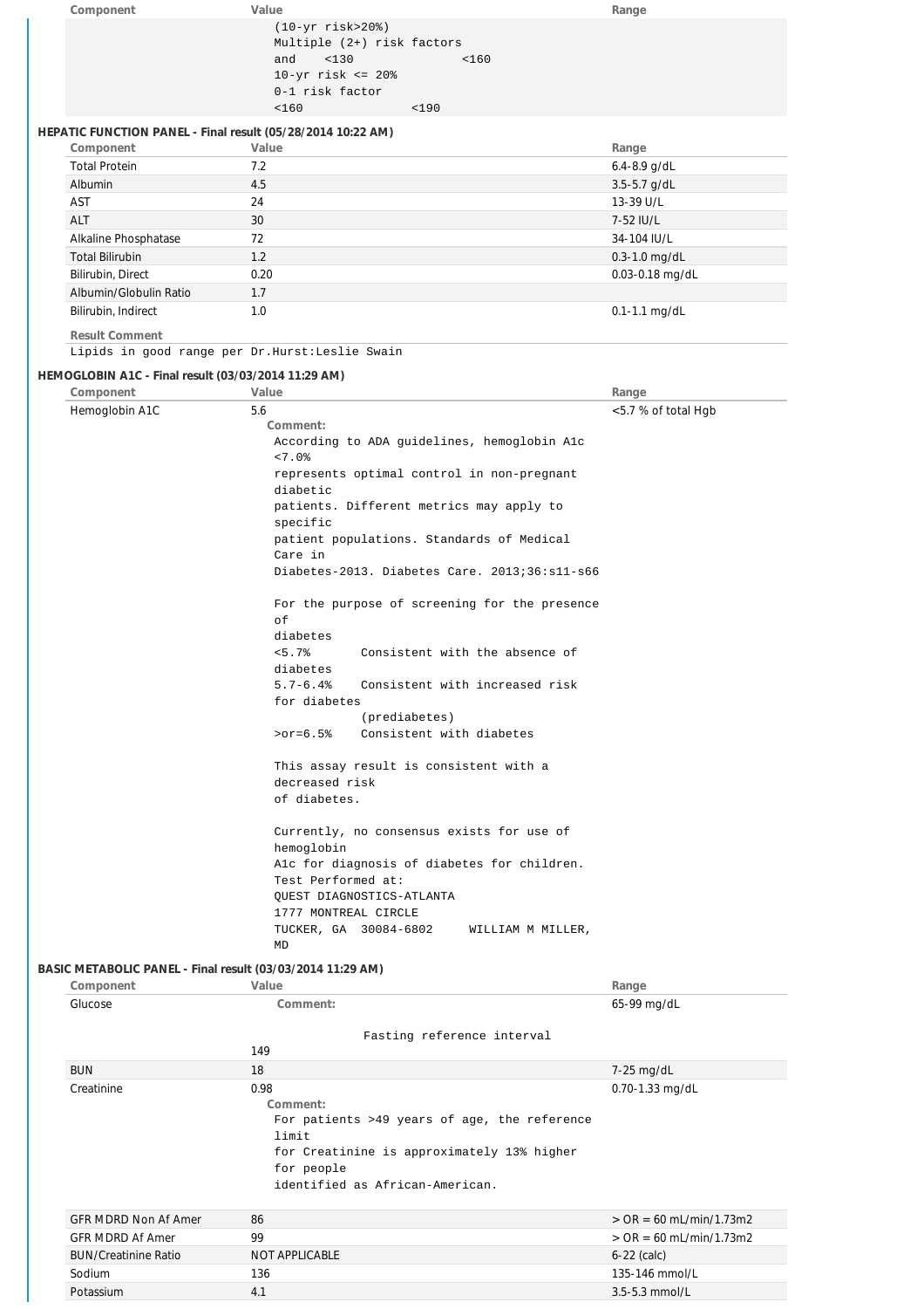| Component | Value | Range |
|---|---|---|
| | (10-yr risk>20%)<br>Multiple (2+) risk factors<br>and <130 <160<br>10-yr risk <= 20%<br>0-1 risk factor<br><160 <190 | |

**HEPATIC FUNCTION PANEL - Final result (05/28/2014 10:22 AM)**

| Component | Value | Range |
|---|---|---|
| Total Protein | 7.2 | 6.4-8.9 g/dL |
| Albumin | 4.5 | 3.5-5.7 g/dL |
| AST | 24 | 13-39 U/L |
| ALT | 30 | 7-52 IU/L |
| Alkaline Phosphatase | 72 | 34-104 IU/L |
| Total Bilirubin | 1.2 | 0.3-1.0 mg/dL |
| Bilirubin, Direct | 0.20 | 0.03-0.18 mg/dL |
| Albumin/Globulin Ratio | 1.7 | |
| Bilirubin, Indirect | 1.0 | 0.1-1.1 mg/dL |

**Result Comment**

```
Lipids in good range per Dr.Hurst:Leslie Swain
```

**HEMOGLOBIN A1C - Final result (03/03/2014 11:29 AM)**

| Component | Value | Range |
|---|---|---|
| Hemoglobin A1C | 5.6 | <5.7 % of total Hgb |

**Comment:**

```
According to ADA guidelines, hemoglobin A1c
<7.0%
represents optimal control in non-pregnant
diabetic
patients. Different metrics may apply to
specific
patient populations. Standards of Medical
Care in
Diabetes-2013. Diabetes Care. 2013;36:s11-s66

For the purpose of screening for the presence
of
diabetes
<5.7%       Consistent with the absence of
diabetes
5.7-6.4%    Consistent with increased risk
for diabetes
            (prediabetes)
>or=6.5%    Consistent with diabetes

This assay result is consistent with a
decreased risk
of diabetes.

Currently, no consensus exists for use of
hemoglobin
A1c for diagnosis of diabetes for children.
Test Performed at:
QUEST DIAGNOSTICS-ATLANTA
1777 MONTREAL CIRCLE
TUCKER, GA  30084-6802     WILLIAM M MILLER,
MD
```

**BASIC METABOLIC PANEL - Final result (03/03/2014 11:29 AM)**

| Component | Value | Range |
|---|---|---|
| Glucose | **Comment:** Fasting reference interval<br>149 | 65-99 mg/dL |
| BUN | 18 | 7-25 mg/dL |
| Creatinine | 0.98<br>**Comment:** For patients >49 years of age, the reference limit for Creatinine is approximately 13% higher for people identified as African-American. | 0.70-1.33 mg/dL |
| GFR MDRD Non Af Amer | 86 | > OR = 60 mL/min/1.73m2 |
| GFR MDRD Af Amer | 99 | > OR = 60 mL/min/1.73m2 |
| BUN/Creatinine Ratio | NOT APPLICABLE | 6-22 (calc) |
| Sodium | 136 | 135-146 mmol/L |
| Potassium | 4.1 | 3.5-5.3 mmol/L |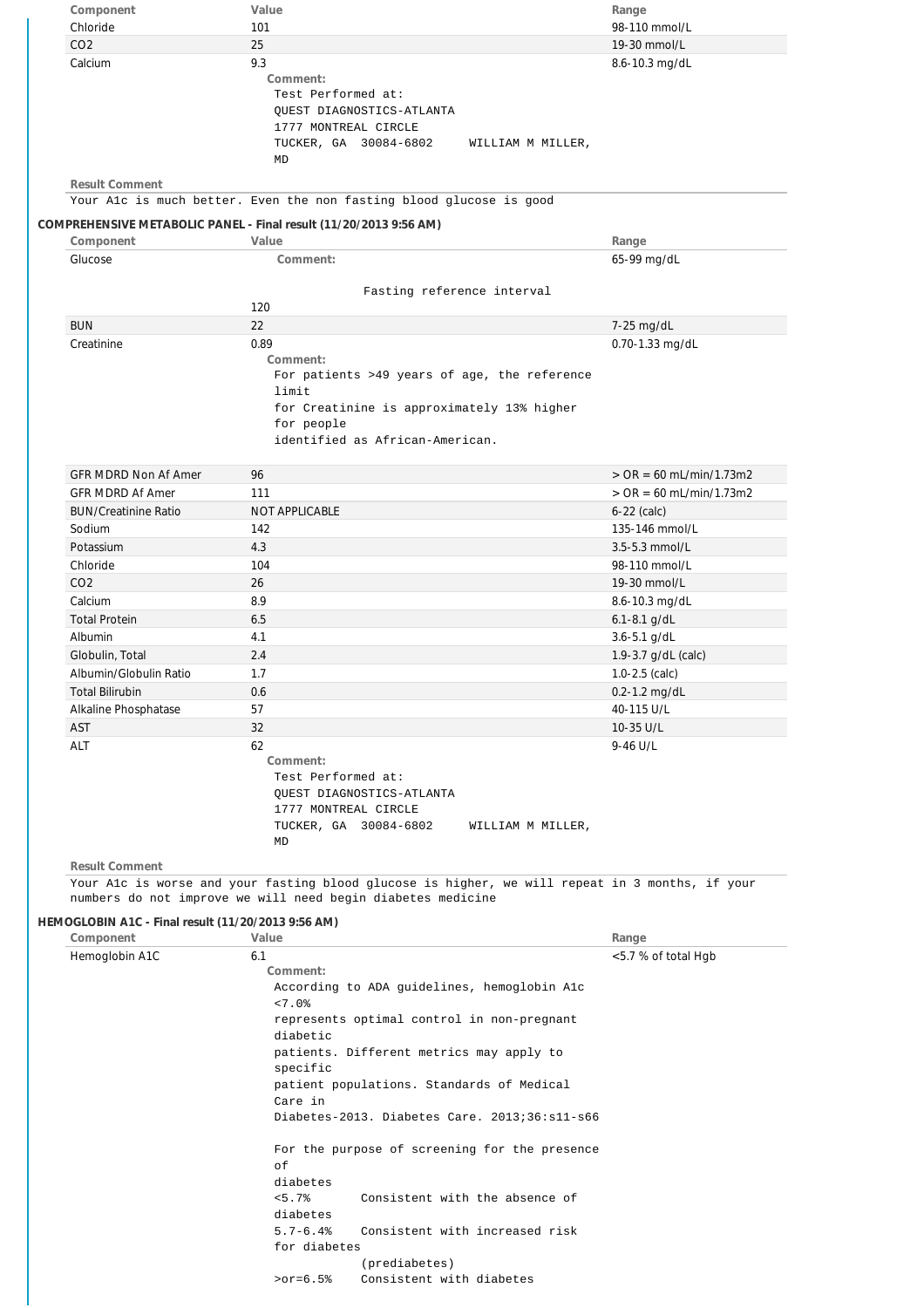| Component | Value | Range |
|---|---|---|
| Chloride | 101 | 98-110 mmol/L |
| $CO_2$ | 25 | 19-30 mmol/L |
| Calcium | 9.3<br>**Comment:**<br>Test Performed at:<br>QUEST DIAGNOSTICS-ATLANTA<br>1777 MONTREAL CIRCLE<br>TUCKER, GA 30084-6802 WILLIAM M MILLER, MD | 8.6-10.3 mg/dL |

**Result Comment**

Your A1c is much better. Even the non fasting blood glucose is good

### COMPREHENSIVE METABOLIC PANEL - Final result (11/20/2013 9:56 AM)

| Component | Value | Range |
|---|---|---|
| Glucose | **Comment:**<br>Fasting reference interval<br>120 | 65-99 mg/dL |
| BUN | 22 | 7-25 mg/dL |
| Creatinine | 0.89<br>**Comment:**<br>For patients >49 years of age, the reference limit<br>for Creatinine is approximately 13% higher for people<br>identified as African-American. | 0.70-1.33 mg/dL |
| GFR MDRD Non Af Amer | 96 | > OR = 60 mL/min/1.73m2 |
| GFR MDRD Af Amer | 111 | > OR = 60 mL/min/1.73m2 |
| BUN/Creatinine Ratio | NOT APPLICABLE | 6-22 (calc) |
| Sodium | 142 | 135-146 mmol/L |
| Potassium | 4.3 | 3.5-5.3 mmol/L |
| Chloride | 104 | 98-110 mmol/L |
| $CO_2$ | 26 | 19-30 mmol/L |
| Calcium | 8.9 | 8.6-10.3 mg/dL |
| Total Protein | 6.5 | 6.1-8.1 g/dL |
| Albumin | 4.1 | 3.6-5.1 g/dL |
| Globulin, Total | 2.4 | 1.9-3.7 g/dL (calc) |
| Albumin/Globulin Ratio | 1.7 | 1.0-2.5 (calc) |
| Total Bilirubin | 0.6 | 0.2-1.2 mg/dL |
| Alkaline Phosphatase | 57 | 40-115 U/L |
| AST | 32 | 10-35 U/L |
| ALT | 62<br>**Comment:**<br>Test Performed at:<br>QUEST DIAGNOSTICS-ATLANTA<br>1777 MONTREAL CIRCLE<br>TUCKER, GA 30084-6802 WILLIAM M MILLER, MD | 9-46 U/L |

**Result Comment**

Your A1c is worse and your fasting blood glucose is higher, we will repeat in 3 months, if your numbers do not improve we will need begin diabetes medicine

### HEMOGLOBIN A1C - Final result (11/20/2013 9:56 AM)

| Component | Value | Range |
|---|---|---|
| Hemoglobin A1C | 6.1<br>**Comment:**<br>According to ADA guidelines, hemoglobin A1c <7.0%<br>represents optimal control in non-pregnant diabetic<br>patients. Different metrics may apply to specific<br>patient populations. Standards of Medical Care in<br>Diabetes-2013. Diabetes Care. 2013;36:s11-s66<br><br>For the purpose of screening for the presence of<br>diabetes<br><5.7% Consistent with the absence of diabetes<br>5.7-6.4% Consistent with increased risk for diabetes<br>(prediabetes)<br>>or=6.5% Consistent with diabetes | <5.7 % of total Hgb |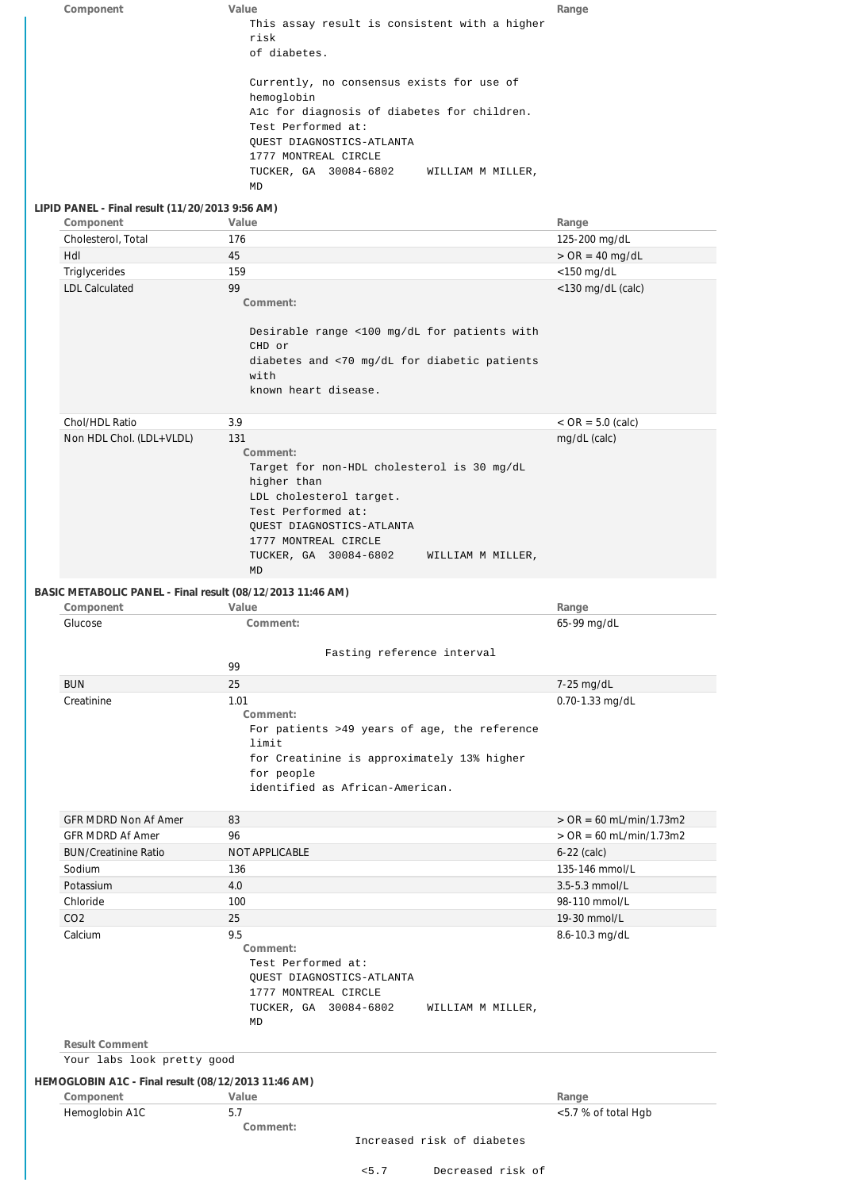| Component | Value | Range |
|---|---|---|
| | This assay result is consistent with a higher risk of diabetes.<br><br>Currently, no consensus exists for use of hemoglobin A1c for diagnosis of diabetes for children.<br>Test Performed at:<br>QUEST DIAGNOSTICS-ATLANTA<br>1777 MONTREAL CIRCLE<br>TUCKER, GA 30084-6802 WILLIAM M MILLER, MD | |

**LIPID PANEL - Final result (11/20/2013 9:56 AM)**

| Component | Value | Range |
|---|---|---|
| Cholesterol, Total | 176 | 125-200 mg/dL |
| Hdl | 45 | > OR = 40 mg/dL |
| Triglycerides | 159 | <150 mg/dL |
| LDL Calculated | 99<br>**Comment:**<br><br>Desirable range <100 mg/dL for patients with CHD or diabetes and <70 mg/dL for diabetic patients with known heart disease. | <130 mg/dL (calc) |
| Chol/HDL Ratio | 3.9 | < OR = 5.0 (calc) |
| Non HDL Chol. (LDL+VLDL) | 131<br>**Comment:**<br>Target for non-HDL cholesterol is 30 mg/dL higher than LDL cholesterol target.<br>Test Performed at:<br>QUEST DIAGNOSTICS-ATLANTA<br>1777 MONTREAL CIRCLE<br>TUCKER, GA 30084-6802 WILLIAM M MILLER, MD | mg/dL (calc) |

**BASIC METABOLIC PANEL - Final result (08/12/2013 11:46 AM)**

| Component | Value | Range |
|---|---|---|
| Glucose | **Comment:**<br><br>Fasting reference interval<br>99 | 65-99 mg/dL |
| BUN | 25 | 7-25 mg/dL |
| Creatinine | 1.01<br>**Comment:**<br>For patients >49 years of age, the reference limit for Creatinine is approximately 13% higher for people identified as African-American. | 0.70-1.33 mg/dL |
| GFR MDRD Non Af Amer | 83 | > OR = 60 mL/min/1.73m2 |
| GFR MDRD Af Amer | 96 | > OR = 60 mL/min/1.73m2 |
| BUN/Creatinine Ratio | NOT APPLICABLE | 6-22 (calc) |
| Sodium | 136 | 135-146 mmol/L |
| Potassium | 4.0 | 3.5-5.3 mmol/L |
| Chloride | 100 | 98-110 mmol/L |
| CO2 | 25 | 19-30 mmol/L |
| Calcium | 9.5<br>**Comment:**<br>Test Performed at:<br>QUEST DIAGNOSTICS-ATLANTA<br>1777 MONTREAL CIRCLE<br>TUCKER, GA 30084-6802 WILLIAM M MILLER, MD | 8.6-10.3 mg/dL |

**Result Comment**

Your labs look pretty good

**HEMOGLOBIN A1C - Final result (08/12/2013 11:46 AM)**

| Component | Value | Range |
|---|---|---|
| Hemoglobin A1C | 5.7<br>**Comment:**<br>Increased risk of diabetes<br><br><5.7 Decreased risk of | <5.7 % of total Hgb |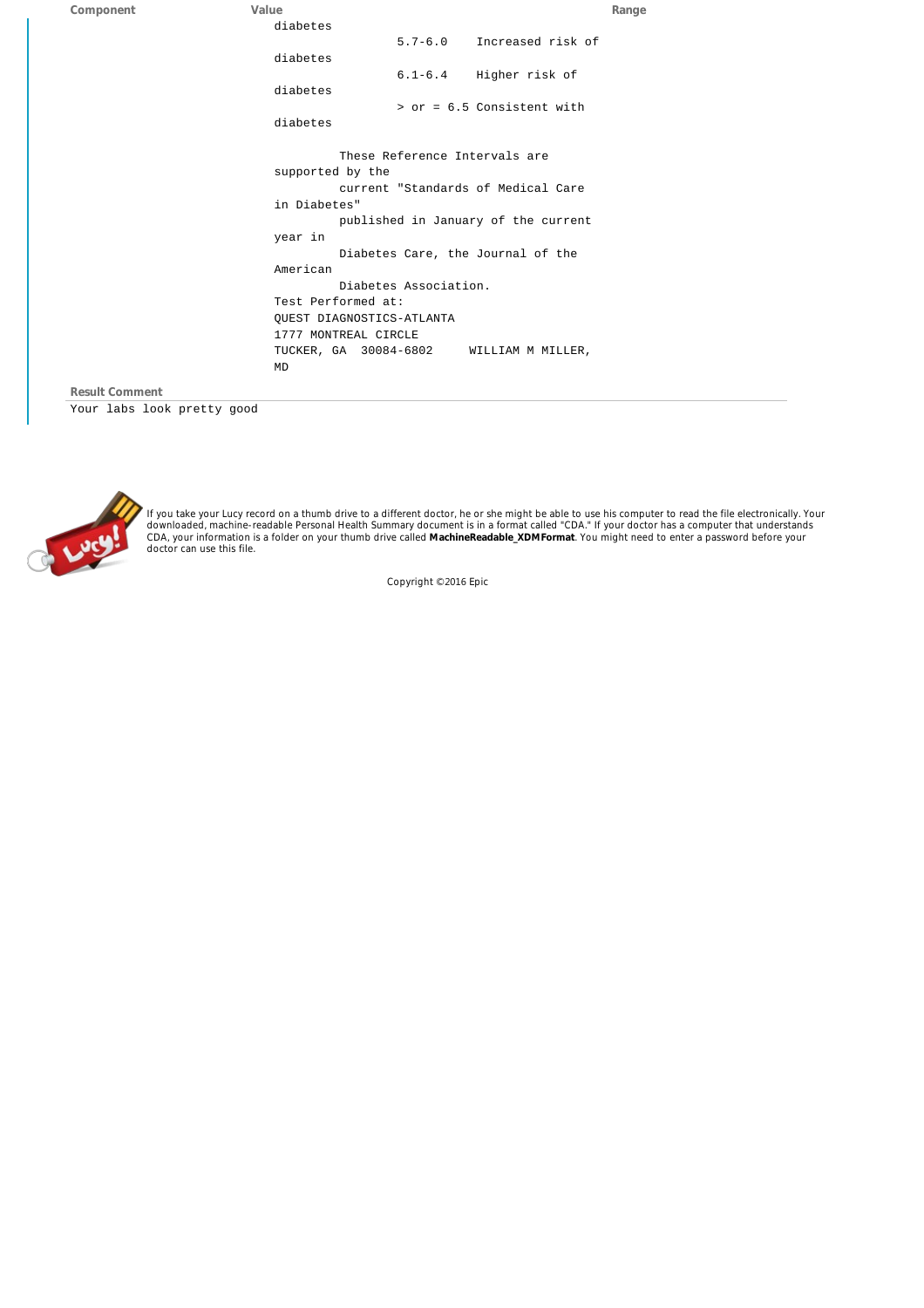| Component | Value | Range |
|---|---|---|
| | diabetes<br>5.7-6.0 Increased risk of diabetes<br>6.1-6.4 Higher risk of diabetes<br>> or = 6.5 Consistent with diabetes<br><br>These Reference Intervals are supported by the current "Standards of Medical Care in Diabetes" published in January of the current year in Diabetes Care, the Journal of the American Diabetes Association.<br>Test Performed at:<br>QUEST DIAGNOSTICS-ATLANTA<br>1777 MONTREAL CIRCLE<br>TUCKER, GA 30084-6802 WILLIAM M MILLER, MD | |

**Result Comment**

Your labs look pretty good

If you take your Lucy record on a thumb drive to a different doctor, he or she might be able to use his computer to read the file electronically. Your downloaded, machine-readable Personal Health Summary document is in a format called "CDA." If your doctor has a computer that understands CDA, your information is a folder on your thumb drive called **MachineReadable_XDMFormat**. You might need to enter a password before your doctor can use this file.

Copyright ©2016 Epic